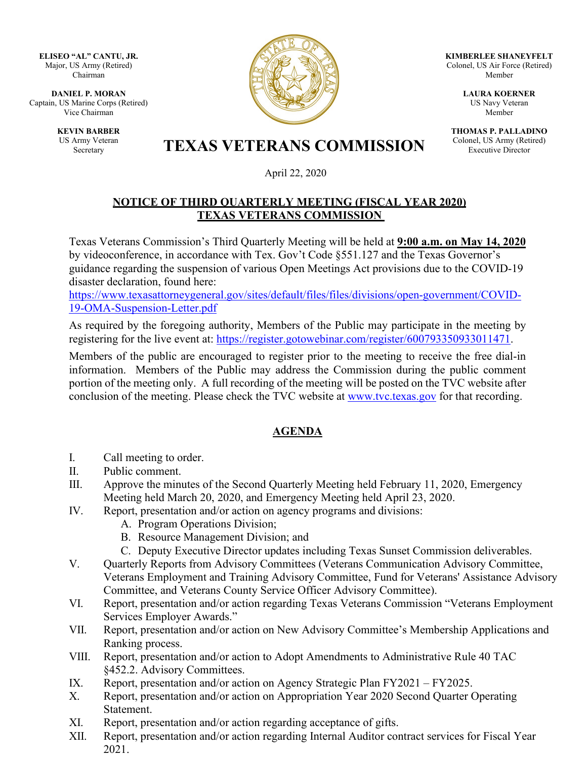**ELISEO "AL" CANTU, JR.**
Major, US Army (Retired)
Chairman

**DANIEL P. MORAN**
Captain, US Marine Corps (Retired)
Vice Chairman

**KEVIN BARBER**
US Army Veteran
Secretary

**KIMBERLEE SHANEYFELT**
Colonel, US Air Force (Retired)
Member

**LAURA KOERNER**
US Navy Veteran
Member

**THOMAS P. PALLADINO**
Colonel, US Army (Retired)
Executive Director

# TEXAS VETERANS COMMISSION

April 22, 2020

## NOTICE OF THIRD QUARTERLY MEETING (FISCAL YEAR 2020) TEXAS VETERANS COMMISSION

Texas Veterans Commission's Third Quarterly Meeting will be held at **9:00 a.m. on May 14, 2020** by videoconference, in accordance with Tex. Gov't Code §551.127 and the Texas Governor's guidance regarding the suspension of various Open Meetings Act provisions due to the COVID-19 disaster declaration, found here: https://www.texasattorneygeneral.gov/sites/default/files/files/divisions/open-government/COVID-19-OMA-Suspension-Letter.pdf

As required by the foregoing authority, Members of the Public may participate in the meeting by registering for the live event at: https://register.gotowebinar.com/register/600793350933011471.

Members of the public are encouraged to register prior to the meeting to receive the free dial-in information. Members of the Public may address the Commission during the public comment portion of the meeting only. A full recording of the meeting will be posted on the TVC website after conclusion of the meeting. Please check the TVC website at www.tvc.texas.gov for that recording.

## AGENDA

I. Call meeting to order.

II. Public comment.

III. Approve the minutes of the Second Quarterly Meeting held February 11, 2020, Emergency Meeting held March 20, 2020, and Emergency Meeting held April 23, 2020.

IV. Report, presentation and/or action on agency programs and divisions:
   - A. Program Operations Division;
   - B. Resource Management Division; and
   - C. Deputy Executive Director updates including Texas Sunset Commission deliverables.

V. Quarterly Reports from Advisory Committees (Veterans Communication Advisory Committee, Veterans Employment and Training Advisory Committee, Fund for Veterans' Assistance Advisory Committee, and Veterans County Service Officer Advisory Committee).

VI. Report, presentation and/or action regarding Texas Veterans Commission "Veterans Employment Services Employer Awards."

VII. Report, presentation and/or action on New Advisory Committee's Membership Applications and Ranking process.

VIII. Report, presentation and/or action to Adopt Amendments to Administrative Rule 40 TAC §452.2. Advisory Committees.

IX. Report, presentation and/or action on Agency Strategic Plan FY2021 – FY2025.

X. Report, presentation and/or action on Appropriation Year 2020 Second Quarter Operating Statement.

XI. Report, presentation and/or action regarding acceptance of gifts.

XII. Report, presentation and/or action regarding Internal Auditor contract services for Fiscal Year 2021.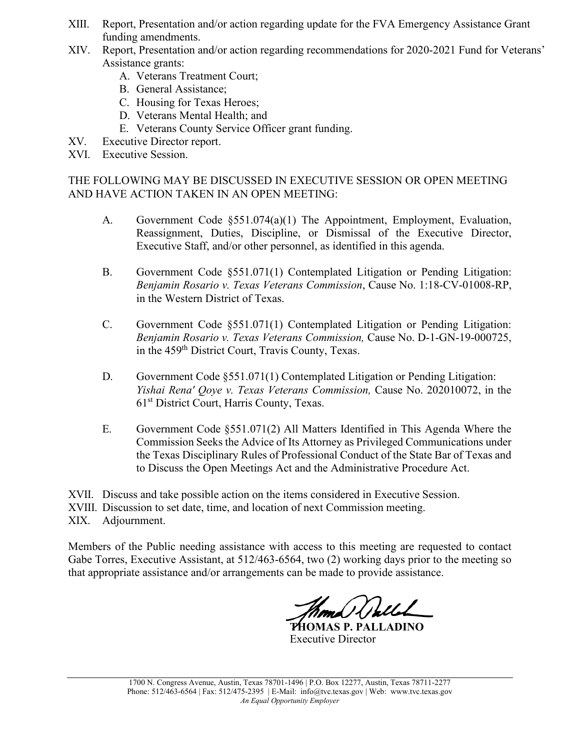XIII. Report, Presentation and/or action regarding update for the FVA Emergency Assistance Grant funding amendments.

XIV. Report, Presentation and/or action regarding recommendations for 2020-2021 Fund for Veterans' Assistance grants:

   A. Veterans Treatment Court;
   B. General Assistance;
   C. Housing for Texas Heroes;
   D. Veterans Mental Health; and
   E. Veterans County Service Officer grant funding.

XV. Executive Director report.

XVI. Executive Session.

THE FOLLOWING MAY BE DISCUSSED IN EXECUTIVE SESSION OR OPEN MEETING AND HAVE ACTION TAKEN IN AN OPEN MEETING:

A. Government Code §551.074(a)(1) The Appointment, Employment, Evaluation, Reassignment, Duties, Discipline, or Dismissal of the Executive Director, Executive Staff, and/or other personnel, as identified in this agenda.

B. Government Code §551.071(1) Contemplated Litigation or Pending Litigation: *Benjamin Rosario v. Texas Veterans Commission*, Cause No. 1:18-CV-01008-RP, in the Western District of Texas.

C. Government Code §551.071(1) Contemplated Litigation or Pending Litigation: *Benjamin Rosario v. Texas Veterans Commission,* Cause No. D-1-GN-19-000725, in the 459th District Court, Travis County, Texas.

D. Government Code §551.071(1) Contemplated Litigation or Pending Litigation: *Yishai Rena' Qoye v. Texas Veterans Commission,* Cause No. 202010072, in the 61st District Court, Harris County, Texas.

E. Government Code §551.071(2) All Matters Identified in This Agenda Where the Commission Seeks the Advice of Its Attorney as Privileged Communications under the Texas Disciplinary Rules of Professional Conduct of the State Bar of Texas and to Discuss the Open Meetings Act and the Administrative Procedure Act.

XVII. Discuss and take possible action on the items considered in Executive Session.

XVIII. Discussion to set date, time, and location of next Commission meeting.

XIX. Adjournment.

Members of the Public needing assistance with access to this meeting are requested to contact Gabe Torres, Executive Assistant, at 512/463-6564, two (2) working days prior to the meeting so that appropriate assistance and/or arrangements can be made to provide assistance.

**THOMAS P. PALLADINO**
Executive Director

1700 N. Congress Avenue, Austin, Texas 78701-1496 | P.O. Box 12277, Austin, Texas 78711-2277
Phone: 512/463-6564 | Fax: 512/475-2395 | E-Mail: info@tvc.texas.gov | Web: www.tvc.texas.gov
*An Equal Opportunity Employer*